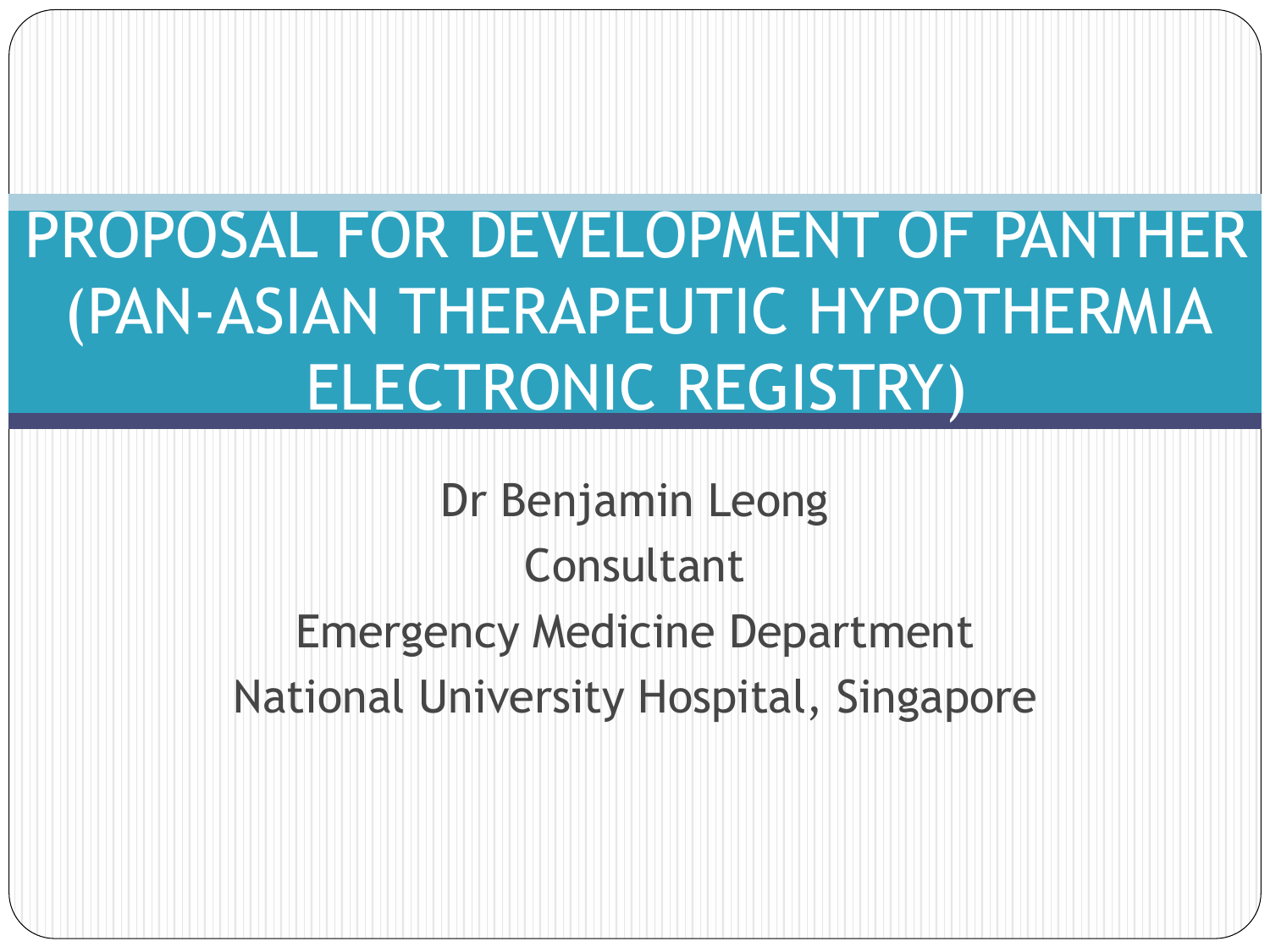# PROPOSAL FOR DEVELOPMENT OF PANTHER (PAN-ASIAN THERAPEUTIC HYPOTHERMIA ELECTRONIC REGISTRY)

Dr Benjamin Leong

Consultant

Emergency Medicine Department

National University Hospital, Singapore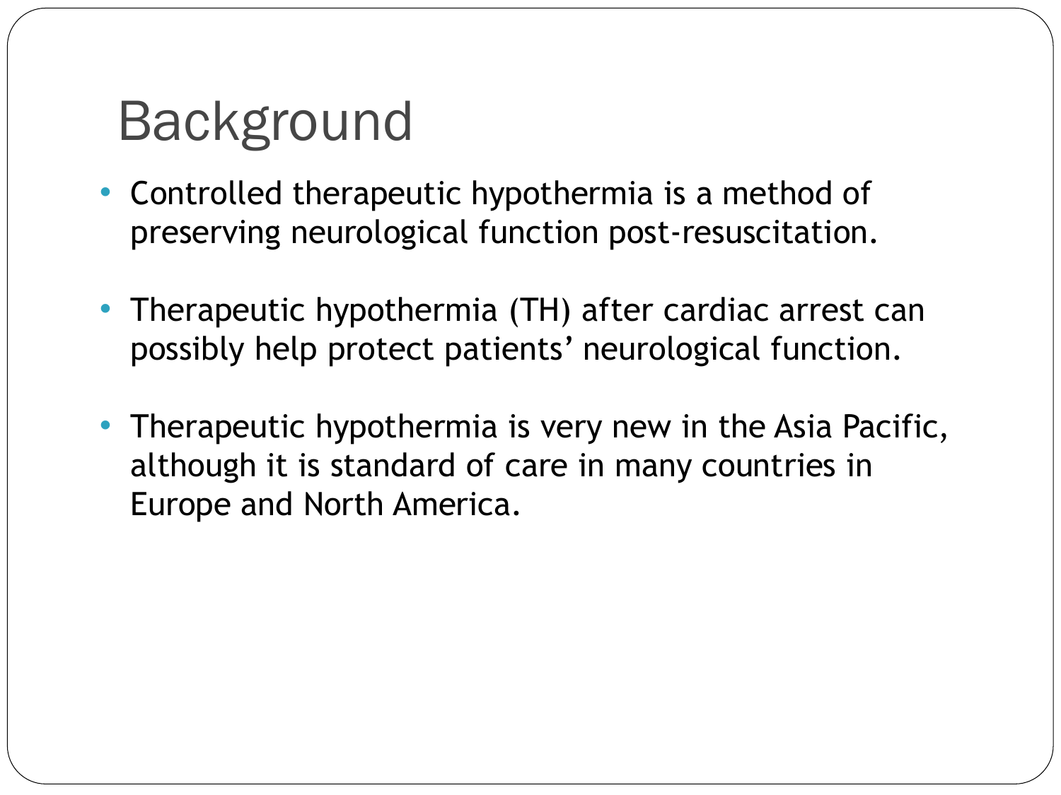# Background

- Controlled therapeutic hypothermia is a method of preserving neurological function post-resuscitation.
- Therapeutic hypothermia (TH) after cardiac arrest can possibly help protect patients' neurological function.
- Therapeutic hypothermia is very new in the Asia Pacific, although it is standard of care in many countries in Europe and North America.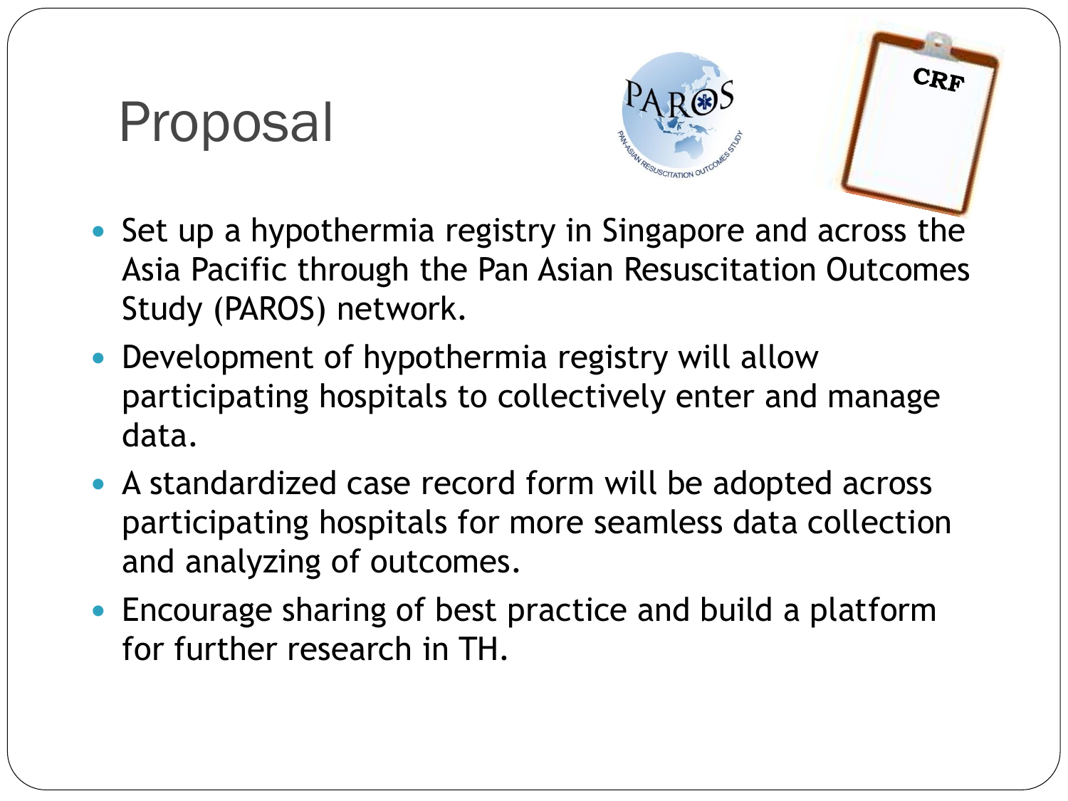# Proposal

- Set up a hypothermia registry in Singapore and across the Asia Pacific through the Pan Asian Resuscitation Outcomes Study (PAROS) network.
- Development of hypothermia registry will allow participating hospitals to collectively enter and manage data.
- A standardized case record form will be adopted across participating hospitals for more seamless data collection and analyzing of outcomes.
- Encourage sharing of best practice and build a platform for further research in TH.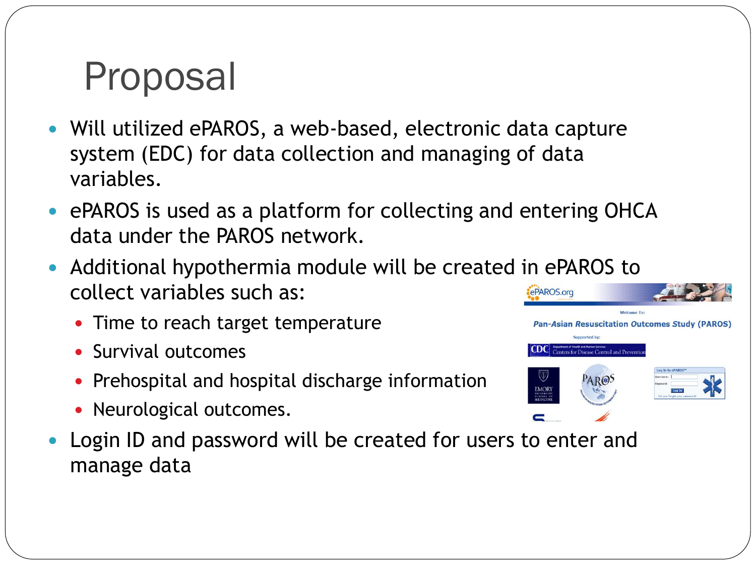# Proposal

- Will utilized ePAROS, a web-based, electronic data capture system (EDC) for data collection and managing of data variables.
- ePAROS is used as a platform for collecting and entering OHCA data under the PAROS network.
- Additional hypothermia module will be created in ePAROS to collect variables such as:
  - Time to reach target temperature
  - Survival outcomes
  - Prehospital and hospital discharge information
  - Neurological outcomes.
- Login ID and password will be created for users to enter and manage data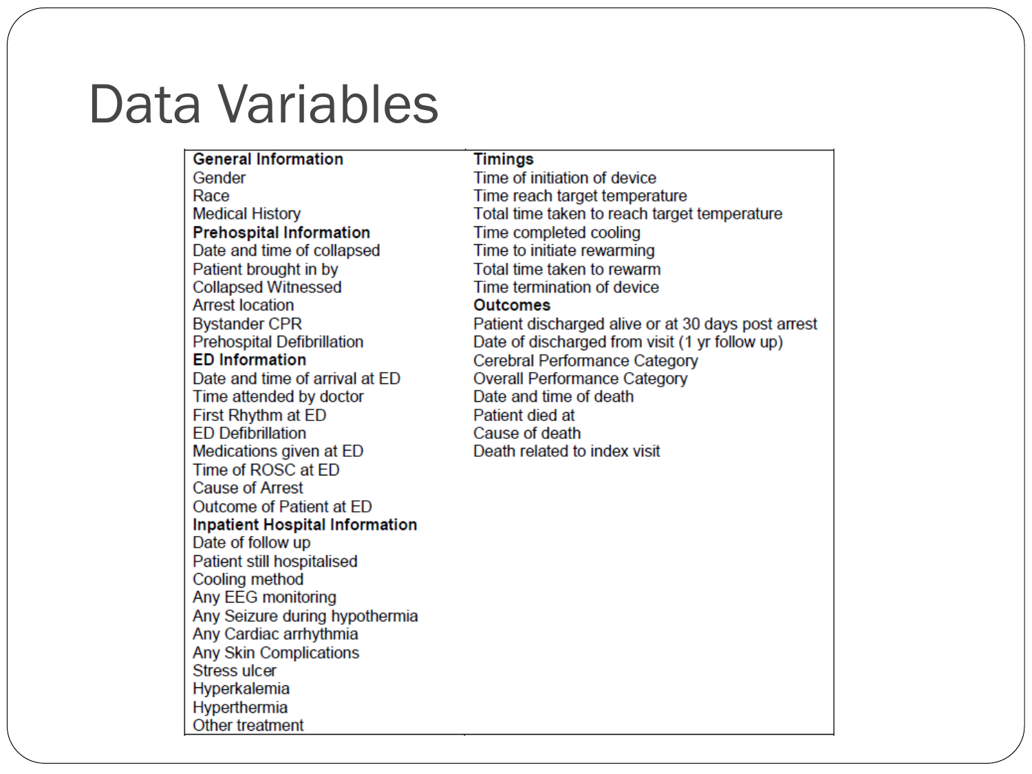# Data Variables

| General Information | Timings |
|---|---|
| Gender | Time of initiation of device |
| Race | Time reach target temperature |
| Medical History | Total time taken to reach target temperature |
| **Prehospital Information** | Time completed cooling |
| Date and time of collapsed | Time to initiate rewarming |
| Patient brought in by | Total time taken to rewarm |
| Collapsed Witnessed | Time termination of device |
| Arrest location | **Outcomes** |
| Bystander CPR | Patient discharged alive or at 30 days post arrest |
| Prehospital Defibrillation | Date of discharged from visit (1 yr follow up) |
| **ED Information** | Cerebral Performance Category |
| Date and time of arrival at ED | Overall Performance Category |
| Time attended by doctor | Date and time of death |
| First Rhythm at ED | Patient died at |
| ED Defibrillation | Cause of death |
| Medications given at ED | Death related to index visit |
| Time of ROSC at ED | |
| Cause of Arrest | |
| Outcome of Patient at ED | |
| **Inpatient Hospital Information** | |
| Date of follow up | |
| Patient still hospitalised | |
| Cooling method | |
| Any EEG monitoring | |
| Any Seizure during hypothermia | |
| Any Cardiac arrhythmia | |
| Any Skin Complications | |
| Stress ulcer | |
| Hyperkalemia | |
| Hyperthermia | |
| Other treatment | |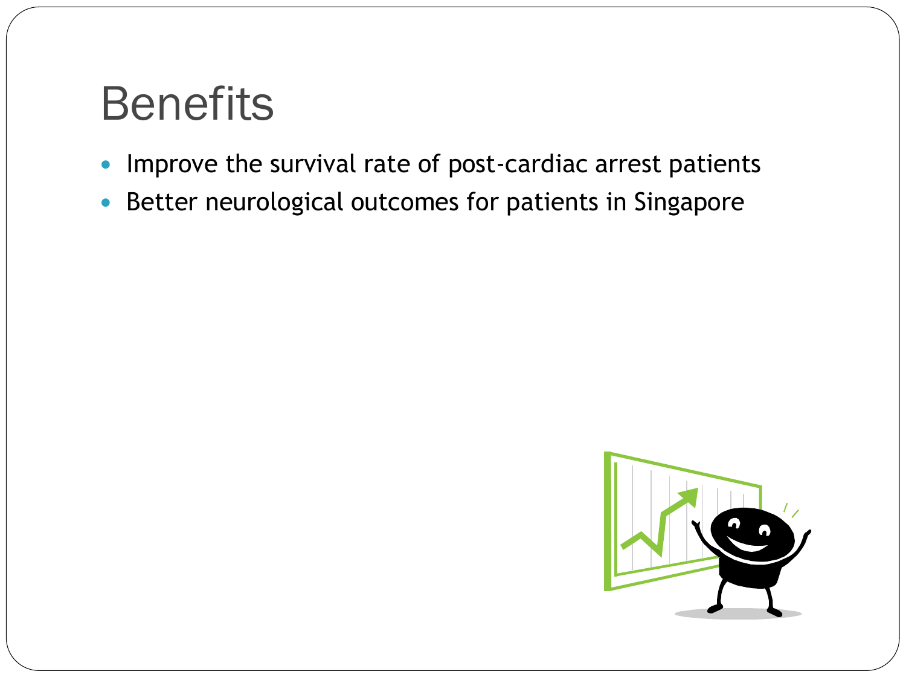# Benefits

- Improve the survival rate of post-cardiac arrest patients
- Better neurological outcomes for patients in Singapore